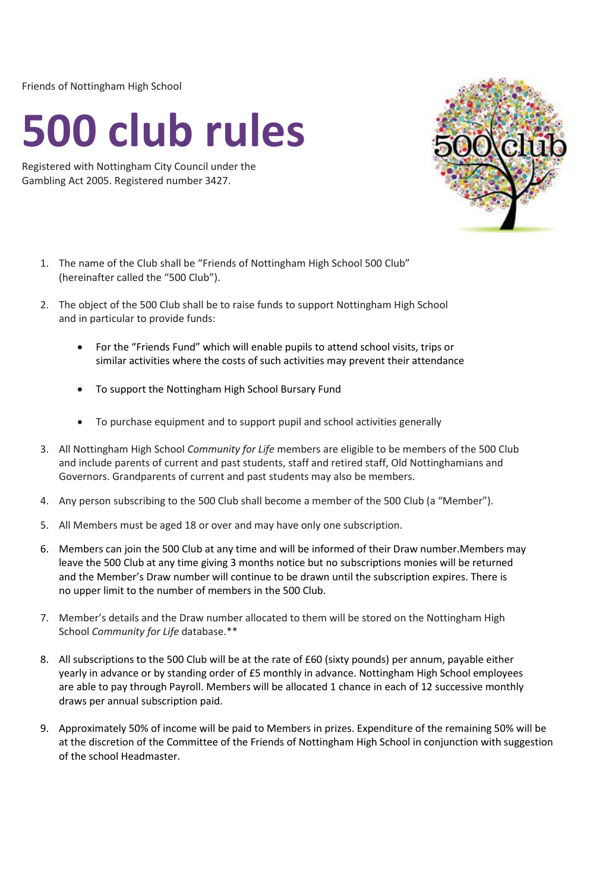Friends of Nottingham High School

# 500 club rules

Registered with Nottingham City Council under the Gambling Act 2005. Registered number 3427.

1. The name of the Club shall be "Friends of Nottingham High School 500 Club" (hereinafter called the "500 Club").

2. The object of the 500 Club shall be to raise funds to support Nottingham High School and in particular to provide funds:

   - For the "Friends Fund" which will enable pupils to attend school visits, trips or similar activities where the costs of such activities may prevent their attendance

   - To support the Nottingham High School Bursary Fund

   - To purchase equipment and to support pupil and school activities generally

3. All Nottingham High School *Community for Life* members are eligible to be members of the 500 Club and include parents of current and past students, staff and retired staff, Old Nottinghamians and Governors. Grandparents of current and past students may also be members.

4. Any person subscribing to the 500 Club shall become a member of the 500 Club (a "Member").

5. All Members must be aged 18 or over and may have only one subscription.

6. Members can join the 500 Club at any time and will be informed of their Draw number.Members may leave the 500 Club at any time giving 3 months notice but no subscriptions monies will be returned and the Member's Draw number will continue to be drawn until the subscription expires. There is no upper limit to the number of members in the 500 Club.

7. Member's details and the Draw number allocated to them will be stored on the Nottingham High School *Community for Life* database.**

8. All subscriptions to the 500 Club will be at the rate of £60 (sixty pounds) per annum, payable either yearly in advance or by standing order of £5 monthly in advance. Nottingham High School employees are able to pay through Payroll. Members will be allocated 1 chance in each of 12 successive monthly draws per annual subscription paid.

9. Approximately 50% of income will be paid to Members in prizes. Expenditure of the remaining 50% will be at the discretion of the Committee of the Friends of Nottingham High School in conjunction with suggestion of the school Headmaster.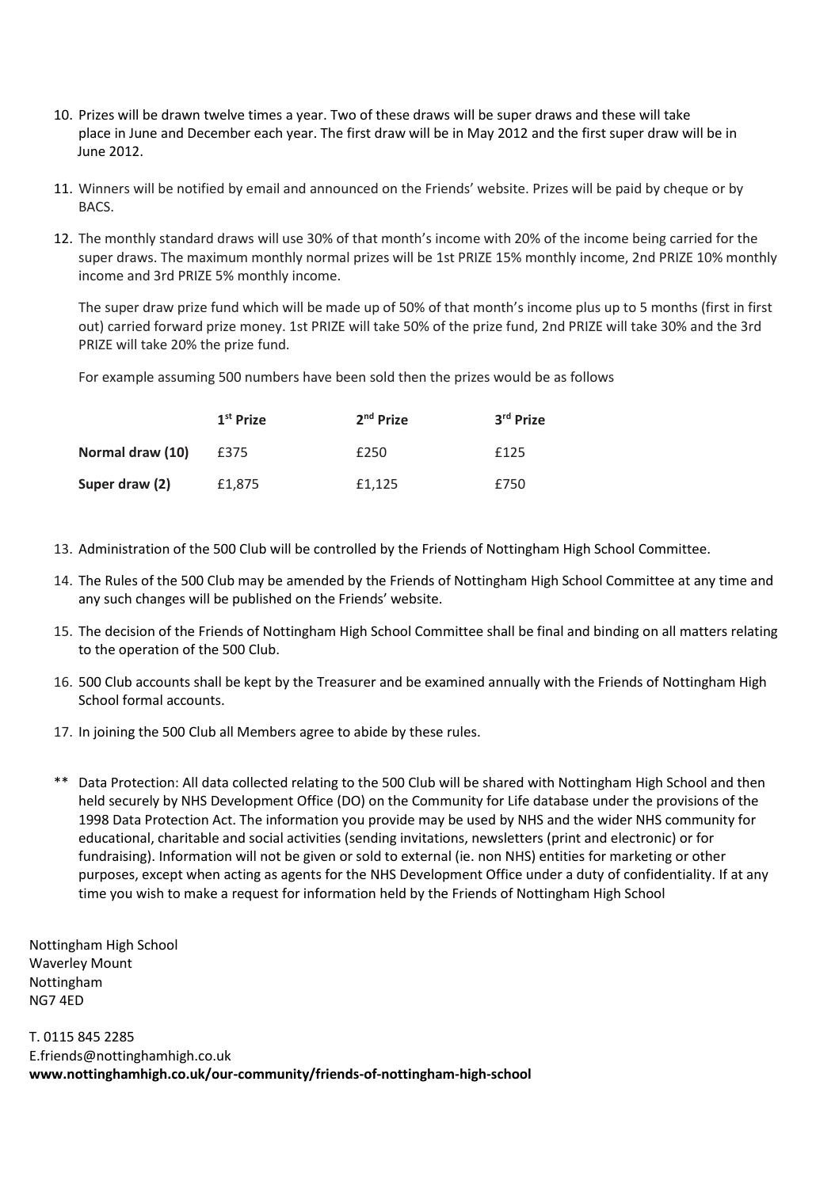10. Prizes will be drawn twelve times a year. Two of these draws will be super draws and these will take place in June and December each year. The first draw will be in May 2012 and the first super draw will be in June 2012.

11. Winners will be notified by email and announced on the Friends' website. Prizes will be paid by cheque or by BACS.

12. The monthly standard draws will use 30% of that month's income with 20% of the income being carried for the super draws. The maximum monthly normal prizes will be 1st PRIZE 15% monthly income, 2nd PRIZE 10% monthly income and 3rd PRIZE 5% monthly income.

    The super draw prize fund which will be made up of 50% of that month's income plus up to 5 months (first in first out) carried forward prize money. 1st PRIZE will take 50% of the prize fund, 2nd PRIZE will take 30% and the 3rd PRIZE will take 20% the prize fund.

    For example assuming 500 numbers have been sold then the prizes would be as follows

| | 1st Prize | 2nd Prize | 3rd Prize |
|---|---|---|---|
| **Normal draw (10)** | £375 | £250 | £125 |
| **Super draw (2)** | £1,875 | £1,125 | £750 |

13. Administration of the 500 Club will be controlled by the Friends of Nottingham High School Committee.

14. The Rules of the 500 Club may be amended by the Friends of Nottingham High School Committee at any time and any such changes will be published on the Friends' website.

15. The decision of the Friends of Nottingham High School Committee shall be final and binding on all matters relating to the operation of the 500 Club.

16. 500 Club accounts shall be kept by the Treasurer and be examined annually with the Friends of Nottingham High School formal accounts.

17. In joining the 500 Club all Members agree to abide by these rules.

** Data Protection: All data collected relating to the 500 Club will be shared with Nottingham High School and then held securely by NHS Development Office (DO) on the Community for Life database under the provisions of the 1998 Data Protection Act. The information you provide may be used by NHS and the wider NHS community for educational, charitable and social activities (sending invitations, newsletters (print and electronic) or for fundraising). Information will not be given or sold to external (ie. non NHS) entities for marketing or other purposes, except when acting as agents for the NHS Development Office under a duty of confidentiality. If at any time you wish to make a request for information held by the Friends of Nottingham High School

Nottingham High School
Waverley Mount
Nottingham
NG7 4ED

T. 0115 845 2285
E.friends@nottinghamhigh.co.uk
**www.nottinghamhigh.co.uk/our-community/friends-of-nottingham-high-school**